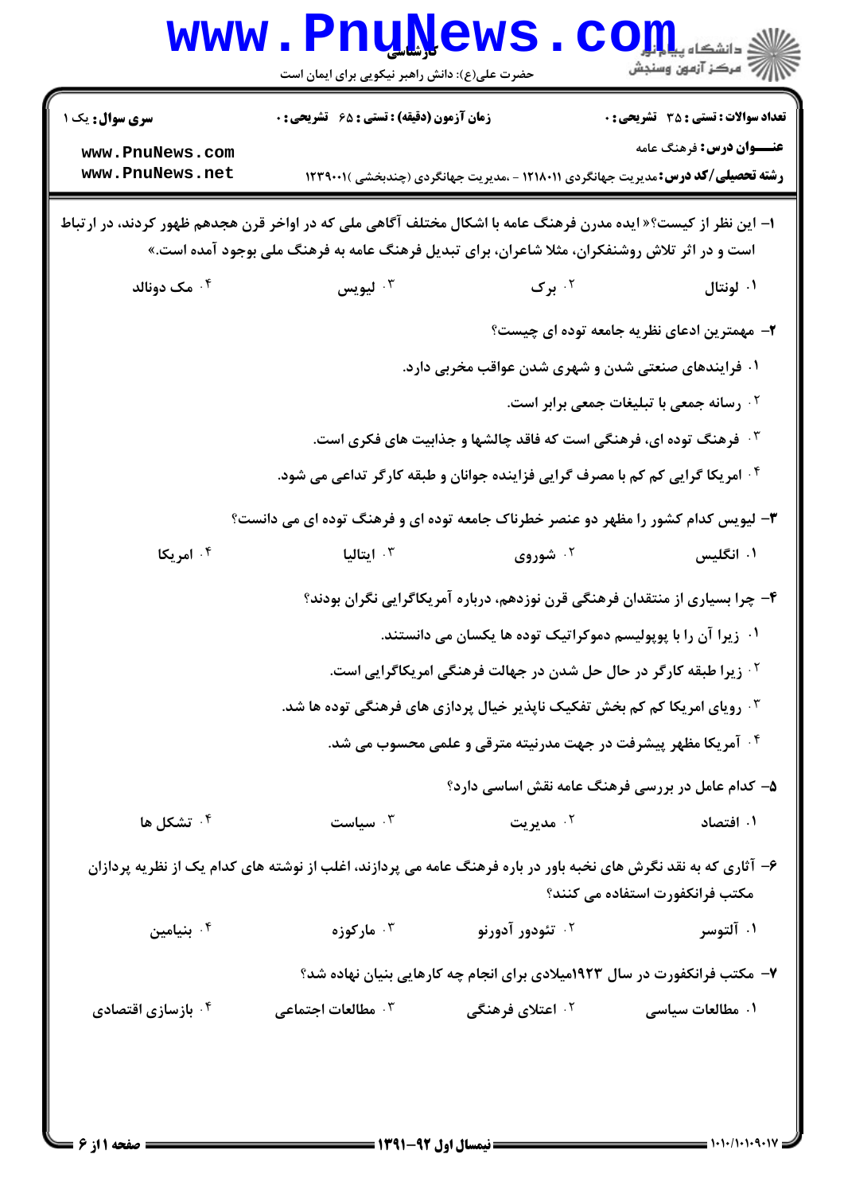**سری سوال:** یک ۱

**زمان آزمون (دقیقه) : تستی : ۶۵ تشریحی : ۰**

**تعداد سوالات : تستی : ۳۵ تشریحی : ۰**

**عنـــوان درس:** فرهنگ عامه

**رشته تحصیلی/کد درس:** مدیریت جهانگردی ۱۲۱۸۰۱۱ - ،مدیریت جهانگردی (چندبخشی )۱۲۳۹۰۰۱

حضرت علی(ع): دانش راهبر نیکویی برای ایمان است

**۱- این نظر از کیست؟« ایده مدرن فرهنگ عامه با اشکال مختلف آگاهی ملی که در اواخر قرن هجدهم ظهور کردند، در ارتباط است و در اثر تلاش روشنفکران، مثلا شاعران، برای تبدیل فرهنگ عامه به فرهنگ ملی بوجود آمده است.»**

۱. لونتال
۲. برک
۳. لیویس
۴. مک دونالد

**۲- مهمترین ادعای نظریه جامعه توده ای چیست؟**

۱. فرایندهای صنعتی شدن و شهری شدن عواقب مخربی دارد.
۲. رسانه جمعی با تبلیغات جمعی برابر است.
۳. فرهنگ توده ای، فرهنگی است که فاقد چالشها و جذابیت های فکری است.
۴. امریکا گرایی کم کم با مصرف گرایی فزاینده جوانان و طبقه کارگر تداعی می شود.

**۳- لیویس کدام کشور را مظهر دو عنصر خطرناک جامعه توده ای و فرهنگ توده ای می دانست؟**

۱. انگلیس
۲. شوروی
۳. ایتالیا
۴. امریکا

**۴- چرا بسیاری از منتقدان فرهنگی قرن نوزدهم، درباره آمریکاگرایی نگران بودند؟**

۱. زیرا آن را با پوپولیسم دموکراتیک توده ها یکسان می دانستند.
۲. زیرا طبقه کارگر در حال حل شدن در جهالت فرهنگی امریکاگرایی است.
۳. رویای امریکا کم کم بخش تفکیک ناپذیر خیال پردازی های فرهنگی توده ها شد.
۴. آمریکا مظهر پیشرفت در جهت مدرنیته مترقی و علمی محسوب می شد.

**۵- کدام عامل در بررسی فرهنگ عامه نقش اساسی دارد؟**

۱. افتصاد
۲. مدیریت
۳. سیاست
۴. تشکل ها

**۶- آثاری که به نقد نگرش های نخبه باور در باره فرهنگ عامه می پردازند، اغلب از نوشته های کدام یک از نظریه پردازان مکتب فرانکفورت استفاده می کنند؟**

۱. آلتوسر
۲. تئودور آدورنو
۳. مارکوزه
۴. بنیامین

**۷- مکتب فرانکفورت در سال ۱۹۲۳میلادی برای انجام چه کارهایی بنیان نهاده شد؟**

۱. مطالعات سیاسی
۲. اعتلای فرهنگی
۳. مطالعات اجتماعی
۴. بازسازی اقتصادی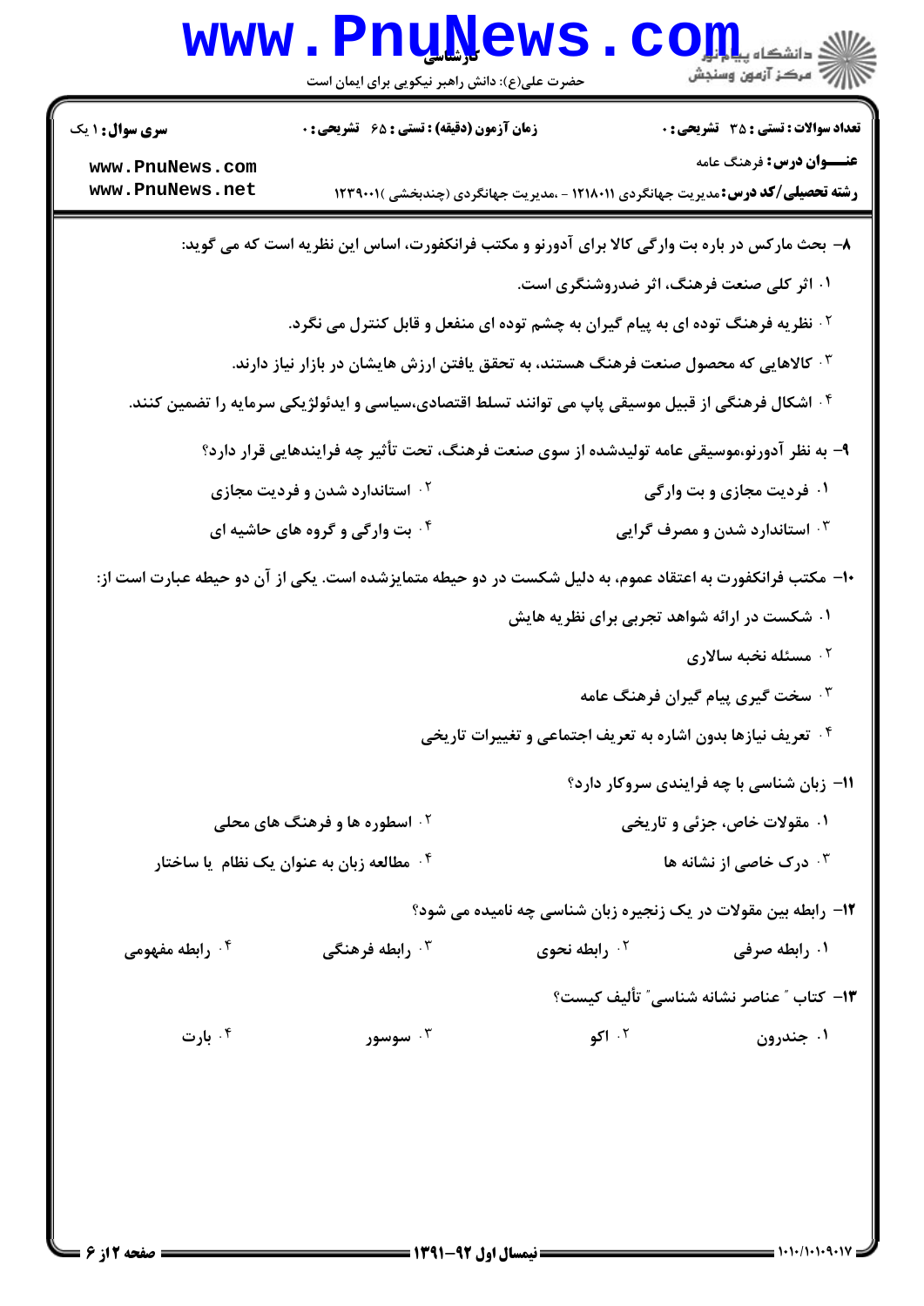**سری سوال:** ۱ یک | **زمان آزمون (دقیقه) : تستی :** ۶۵ **تشریحی :** ۰ | **تعداد سوالات : تستی :** ۳۵ **تشریحی :** ۰

**عنـــوان درس:** فرهنگ عامه

**رشته تحصیلی/کد درس:** مدیریت جهانگردی ۱۲۱۸۰۱۱ - ،مدیریت جهانگردی (چندبخشی )۱۲۳۹۰۰۱

۸- بحث مارکس در باره بت وارگی کالا برای آدورنو و مکتب فرانکفورت، اساس این نظریه است که می گوید:

۱. اثر کلی صنعت فرهنگ، اثر ضدروشنگری است.

۲. نظریه فرهنگ توده ای به پیام گیران به چشم توده ای منفعل و قابل کنترل می نگرد.

۳. کالاهایی که محصول صنعت فرهنگ هستند، به تحقق یافتن ارزش هایشان در بازار نیاز دارند.

۴. اشکال فرهنگی از قبیل موسیقی پاپ می توانند تسلط اقتصادی،سیاسی و ایدئولژیکی سرمایه را تضمین کنند.

۹- به نظر آدورنو،موسیقی عامه تولیدشده از سوی صنعت فرهنگ، تحت تأثیر چه فرایندهایی قرار دارد؟

۱. فردیت مجازی و بت وارگی

۲. استاندارد شدن و فردیت مجازی

۳. استاندارد شدن و مصرف گرایی

۴. بت وارگی و گروه های حاشیه ای

۱۰- مکتب فرانکفورت به اعتقاد عموم، به دلیل شکست در دو حیطه متمایزشده است. یکی از آن دو حیطه عبارت است از:

۱. شکست در ارائه شواهد تجربی برای نظریه هایش

۲. مسئله نخبه سالاری

۳. سخت گیری پیام گیران فرهنگ عامه

۴. تعریف نیازها بدون اشاره به تعریف اجتماعی و تغییرات تاریخی

۱۱- زبان شناسی با چه فرایندی سروکار دارد؟

۱. مقولات خاص، جزئی و تاریخی

۲. اسطوره ها و فرهنگ های محلی

۳. درک خاصی از نشانه ها

۴. مطالعه زبان به عنوان یک نظام یا ساختار

۱۲- رابطه بین مقولات در یک زنجیره زبان شناسی چه نامیده می شود؟

۱. رابطه صرفی

۲. رابطه نحوی

۳. رابطه فرهنگی

۴. رابطه مفهومی

۱۳- کتاب " عناصر نشانه شناسی" تألیف کیست؟

۱. جندرون

۲. اکو

۳. سوسور

۴. بارت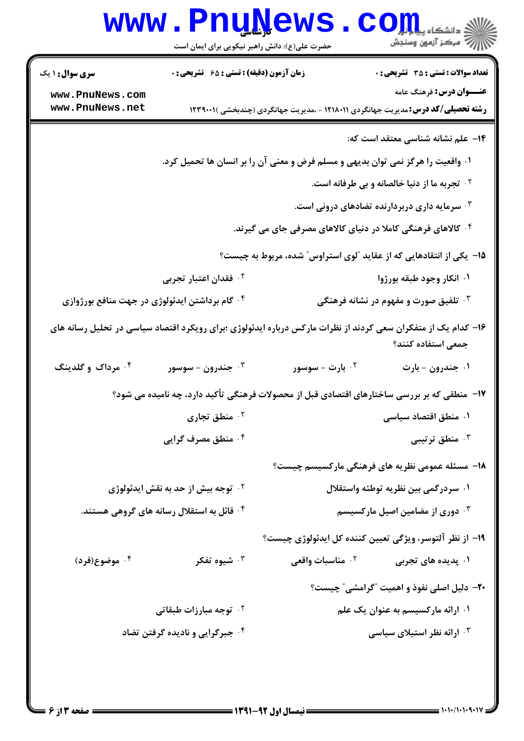**سری سوال:** ۱ یک | **زمان آزمون (دقیقه):** تستی : ۶۵ تشریحی : ۰ | **تعداد سوالات:** تستی : ۳۵ تشریحی : ۰

**عنـــوان درس:** فرهنگ عامه

**رشته تحصیلی/کد درس:** مدیریت جهانگردی ۱۲۱۸۰۱۱ - ،مدیریت جهانگردی (چندبخشی )۱۲۳۹۰۰۱

۱۴- علم نشانه شناسی معتقد است که:

۱. واقعیت را هرگز نمی توان بدیهی و مسلم فرض و معنی آن را بر انسان ها تحمیل کرد.

۲. تجربه ما از دنیا خالصانه و بی طرفانه است.

۳. سرمایه داری دربردارنده تضادهای درونی است.

۴. کالاهای فرهنگی کاملا در دنیای کالاهای مصرفی جای می گیرند.

۱۵- یکی از انتقادهایی که از عقاید "لوی استراوس" شده، مربوط به چیست؟

۱. انکار وجود طبقه بورژوا

۲. فقدان اعتبار تجربی

۳. تلفیق صورت و مفهوم در نشانه فرهنگی

۴. گام برداشتن ایدئولوژی در جهت منافع بورژوازی

۱۶- کدام یک از متفکران سعی کردند از نظرات مارکس درباره ایدئولوژی ؛برای رویکرد اقتصاد سیاسی در تحلیل رسانه های جمعی استفاده کنند؟

۱. جندرون - بارت

۲. بارت - سوسور

۳. جندرون - سوسور

۴. مرداک و گلدینگ

۱۷- منطقی که بر بررسی ساختارهای اقتصادی قبل از محصولات فرهنگی تأکید دارد، چه نامیده می شود؟

۱. منطق اقتصاد سیاسی

۲. منطق تجاری

۳. منطق ترتیبی

۴. منطق مصرف گرایی

۱۸- مسئله عمومی نظریه های فرهنگی مارکسیسم چیست؟

۱. سردرگمی بین نظریه توطئه واستقلال

۲. توجه بیش از حد به نقش ایدئولوژی

۳. دوری از مضامین اصیل مارکسیسم

۴. قائل به استقلال رسانه های گروهی هستند.

۱۹- از نظر آلتوسر، ویژگی تعیین کننده کل ایدئولوژی چیست؟

۱. پدیده های تجربی

۲. مناسبات واقعی

۳. شیوه تفکر

۴. موضوع(فرد)

۲۰- دلیل اصلی نفوذ و اهمیت "گرامشی" چیست؟

۱. ارائه مارکسیسم به عنوان یک علم

۲. توجه مبارزات طبقاتی

۳. ارائه نظر استیلای سیاسی

۴. جبرگرایی و نادیده گرفتن تضاد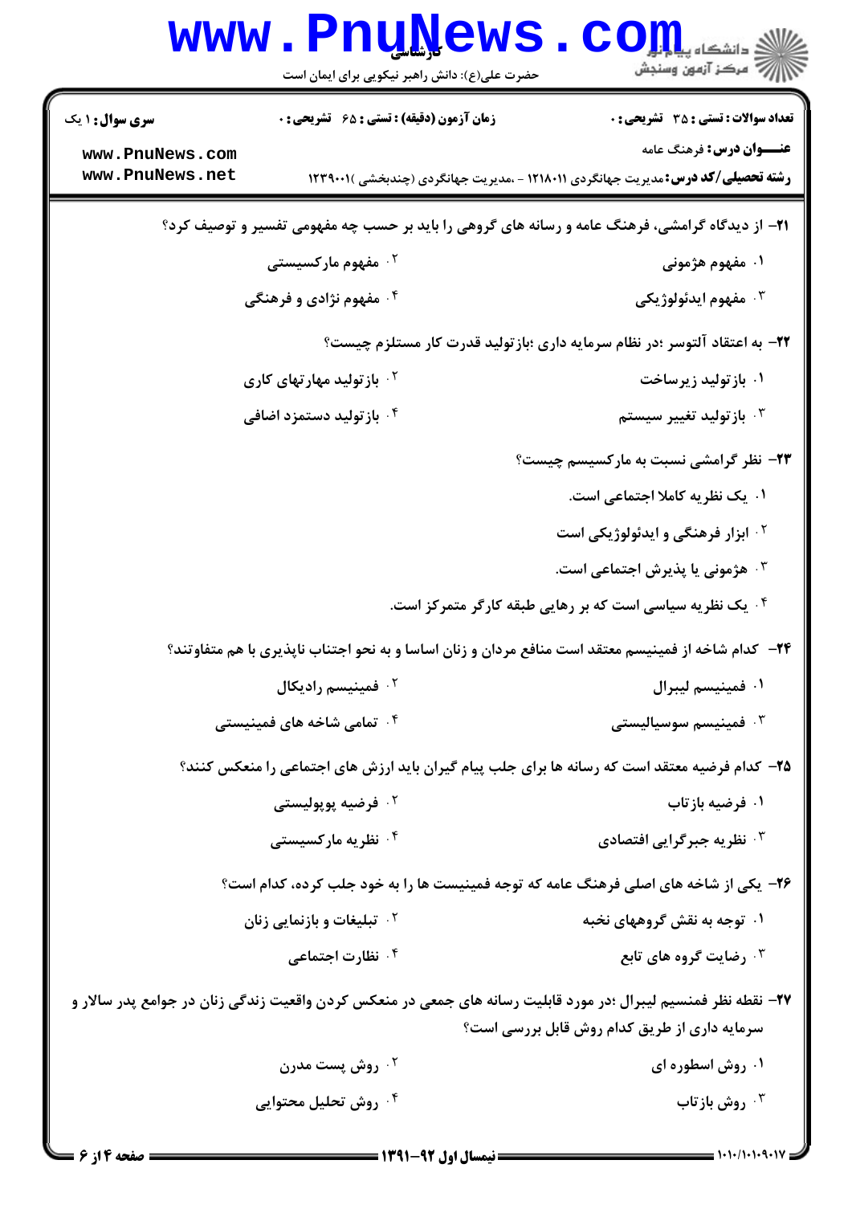**سری سوال:** ۱ یک

**زمان آزمون (دقیقه) : تستی : ۶۵ تشریحی : ۰**

**تعداد سوالات : تستی : ۳۵ تشریحی : ۰**

**عنـــوان درس:** فرهنگ عامه

**رشته تحصیلی/کد درس:** مدیریت جهانگردی ۱۲۱۸۰۱۱ - ،مدیریت جهانگردی (چندبخشی )۱۲۳۹۰۰۱

**۲۱- از دیدگاه گرامشی، فرهنگ عامه و رسانه های گروهی را باید بر حسب چه مفهومی تفسیر و توصیف کرد؟**

۱. مفهوم هژمونی
۲. مفهوم مارکسیستی
۳. مفهوم ایدئولوژیکی
۴. مفهوم نژادی و فرهنگی

**۲۲- به اعتقاد آلتوسر ؛در نظام سرمایه داری ؛بازتولید قدرت کار مستلزم چیست؟**

۱. بازتولید زیرساخت
۲. بازتولید مهارتهای کاری
۳. بازتولید تغییر سیستم
۴. بازتولید دستمزد اضافی

**۲۳- نظر گرامشی نسبت به مارکسیسم چیست؟**

۱. یک نظریه کاملا اجتماعی است.
۲. ابزار فرهنگی و ایدئولوژیکی است
۳. هژمونی یا پذیرش اجتماعی است.
۴. یک نظریه سیاسی است که بر رهایی طبقه کارگر متمرکز است.

**۲۴- کدام شاخه از فمینیسم معتقد است منافع مردان و زنان اساسا و به نحو اجتناب ناپذیری با هم متفاوتند؟**

۱. فمینیسم لیبرال
۲. فمینیسم رادیکال
۳. فمینیسم سوسیالیستی
۴. تمامی شاخه های فمینیستی

**۲۵- کدام فرضیه معتقد است که رسانه ها برای جلب پیام گیران باید ارزش های اجتماعی را منعکس کنند؟**

۱. فرضیه بازتاب
۲. فرضیه پوپولیستی
۳. نظریه جبرگرایی افتصادی
۴. نظریه مارکسیستی

**۲۶- یکی از شاخه های اصلی فرهنگ عامه که توجه فمینیست ها را به خود جلب کرده، کدام است؟**

۱. توجه به نقش گروههای نخبه
۲. تبلیغات و بازنمایی زنان
۳. رضایت گروه های تابع
۴. نظارت اجتماعی

**۲۷- نقطه نظر فمنسیم لیبرال ؛در مورد قابلیت رسانه های جمعی در منعکس کردن واقعیت زندگی زنان در جوامع پدر سالار و سرمایه داری از طریق کدام روش قابل بررسی است؟**

۱. روش اسطوره ای
۲. روش پست مدرن
۳. روش بازتاب
۴. روش تحلیل محتوایی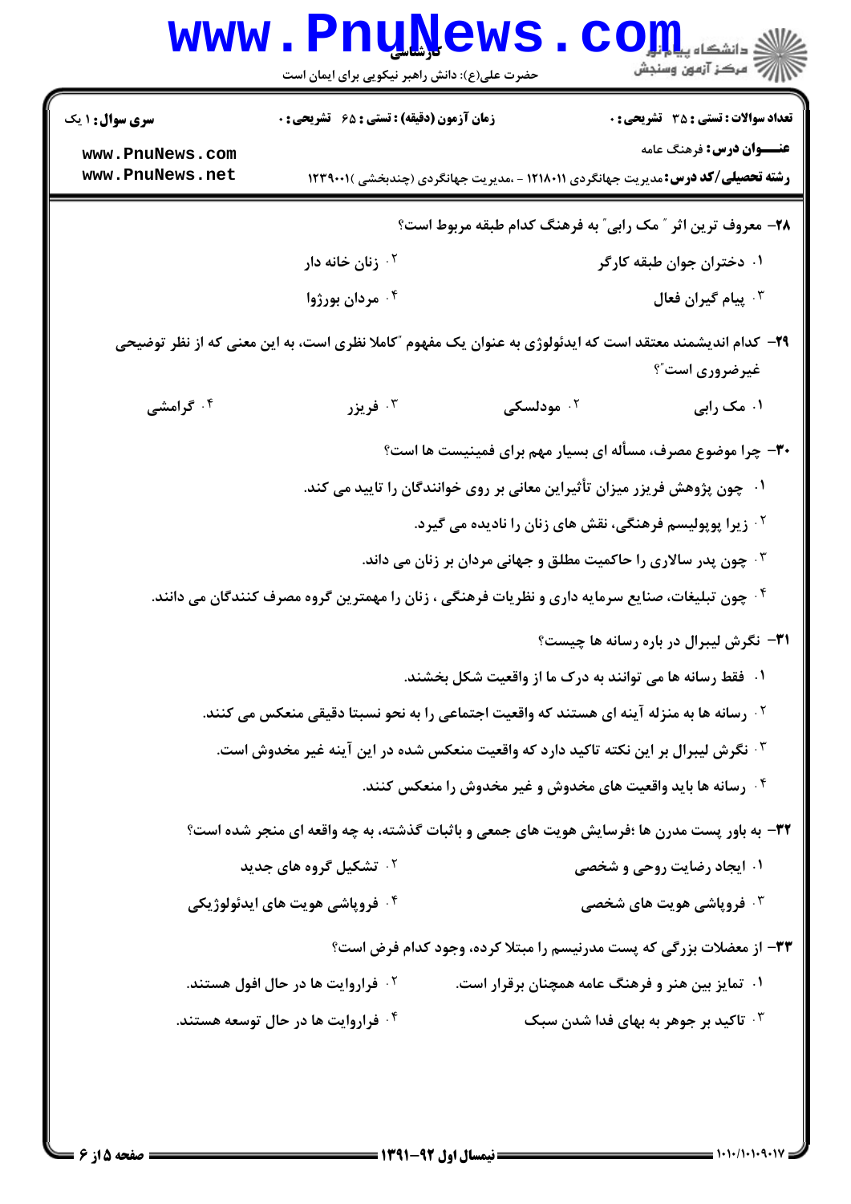**سری سوال:** ۱ یک | **زمان آزمون (دقیقه) : تستی : ۶۵ تشریحی : ۰** | **تعداد سوالات : تستی : ۳۵ تشریحی : ۰**

**عنـــوان درس:** فرهنگ عامه

**رشته تحصیلی/کد درس:** مدیریت جهانگردی ۱۲۱۸۰۱۱ - ،مدیریت جهانگردی (چندبخشی )۱۲۳۹۰۰۱

**۲۸-** معروف ترین اثر " مک رابی" به فرهنگ کدام طبقه مربوط است؟

۱. دختران جوان طبقه کارگر
۲. زنان خانه دار
۳. پیام گیران فعال
۴. مردان بورژوا

**۲۹-** کدام اندیشمند معتقد است که ایدئولوژی به عنوان یک مفهوم "کاملا نظری است، به این معنی که از نظر توضیحی غیرضروری است"؟

۱. مک رابی
۲. مودلسکی
۳. فریزر
۴. گرامشی

**۳۰-** چرا موضوع مصرف، مسأله ای بسیار مهم برای فمینیست ها است؟

۱. چون پژوهش فریزر میزان تأثیراین معانی بر روی خوانندگان را تایید می کند.
۲. زیرا پوپولیسم فرهنگی، نقش های زنان را نادیده می گیرد.
۳. چون پدر سالاری را حاکمیت مطلق و جهانی مردان بر زنان می داند.
۴. چون تبلیغات، صنایع سرمایه داری و نظریات فرهنگی ، زنان را مهمترین گروه مصرف کنندگان می دانند.

**۳۱-** نگرش لیبرال در باره رسانه ها چیست؟

۱. فقط رسانه ها می توانند به درک ما از واقعیت شکل بخشند.
۲. رسانه ها به منزله آینه ای هستند که واقعیت اجتماعی را به نحو نسبتا دقیقی منعکس می کنند.
۳. نگرش لیبرال بر این نکته تاکید دارد که واقعیت منعکس شده در این آینه غیر مخدوش است.
۴. رسانه ها باید واقعیت های مخدوش و غیر مخدوش را منعکس کنند.

**۳۲-** به باور پست مدرن ها ؛فرسایش هویت های جمعی و باثبات گذشته، به چه واقعه ای منجر شده است؟

۱. ایجاد رضایت روحی و شخصی
۲. تشکیل گروه های جدید
۳. فروپاشی هویت های شخصی
۴. فروپاشی هویت های ایدئولوژیکی

**۳۳-** از معضلات بزرگی که پست مدرنیسم را مبتلا کرده، وجود کدام فرض است؟

۱. تمایز بین هنر و فرهنگ عامه همچنان برقرار است.
۲. فراروایت ها در حال افول هستند.
۳. تاکید بر جوهر به بهای فدا شدن سبک
۴. فراروایت ها در حال توسعه هستند.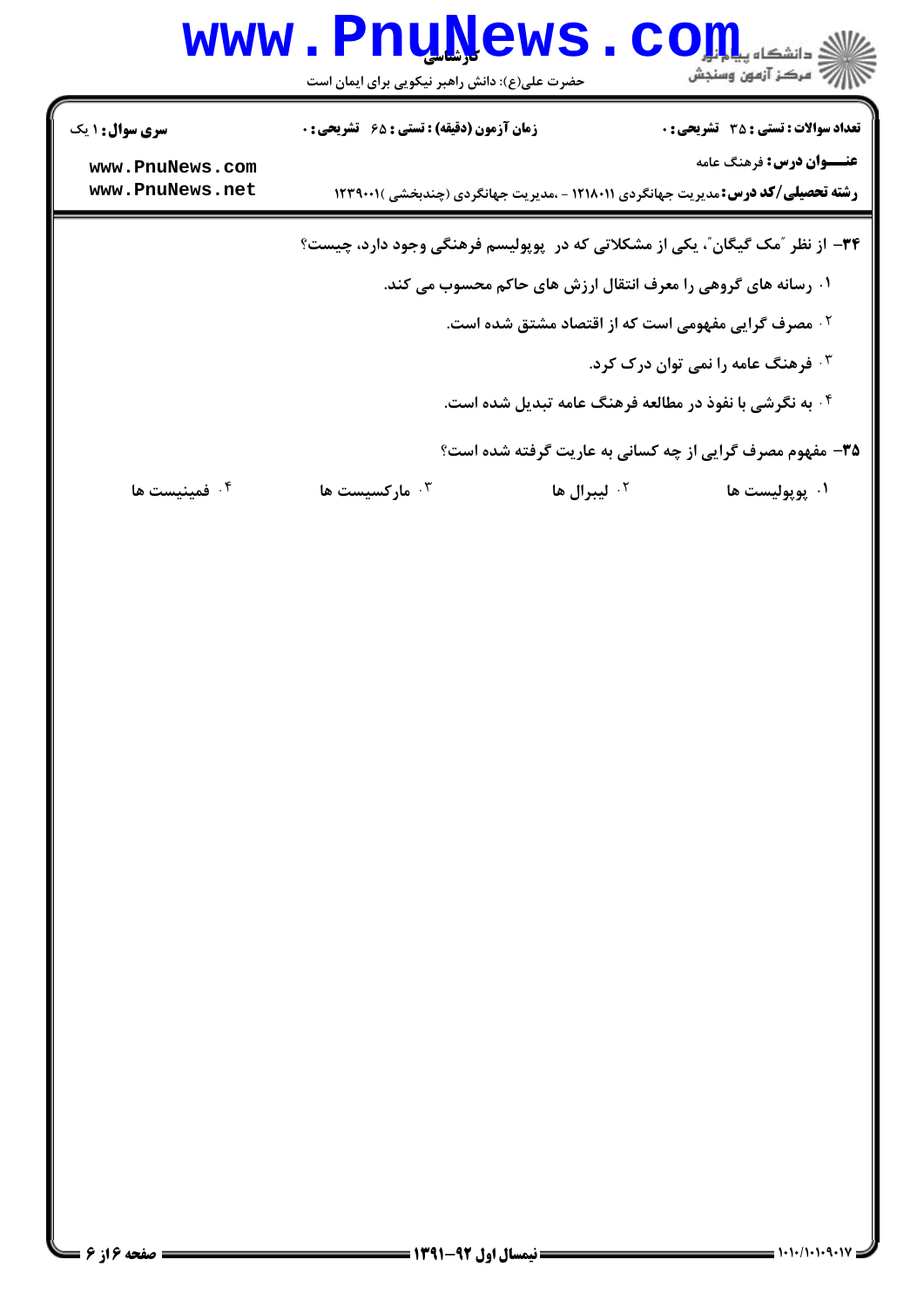**۳۴- از نظر "مک گیگان"، یکی از مشکلاتی که در پوپولیسم فرهنگی وجود دارد، چیست؟**

۱. رسانه های گروهی را معرف انتقال ارزش های حاکم محسوب می کند.

۲. مصرف گرایی مفهومی است که از اقتصاد مشتق شده است.

۳. فرهنگ عامه را نمی توان درک کرد.

۴. به نگرشی با نفوذ در مطالعه فرهنگ عامه تبدیل شده است.

**۳۵- مفهوم مصرف گرایی از چه کسانی به عاریت گرفته شده است؟**

۱. پوپولیست ها

۲. لیبرال ها

۳. مارکسیست ها

۴. فمینیست ها